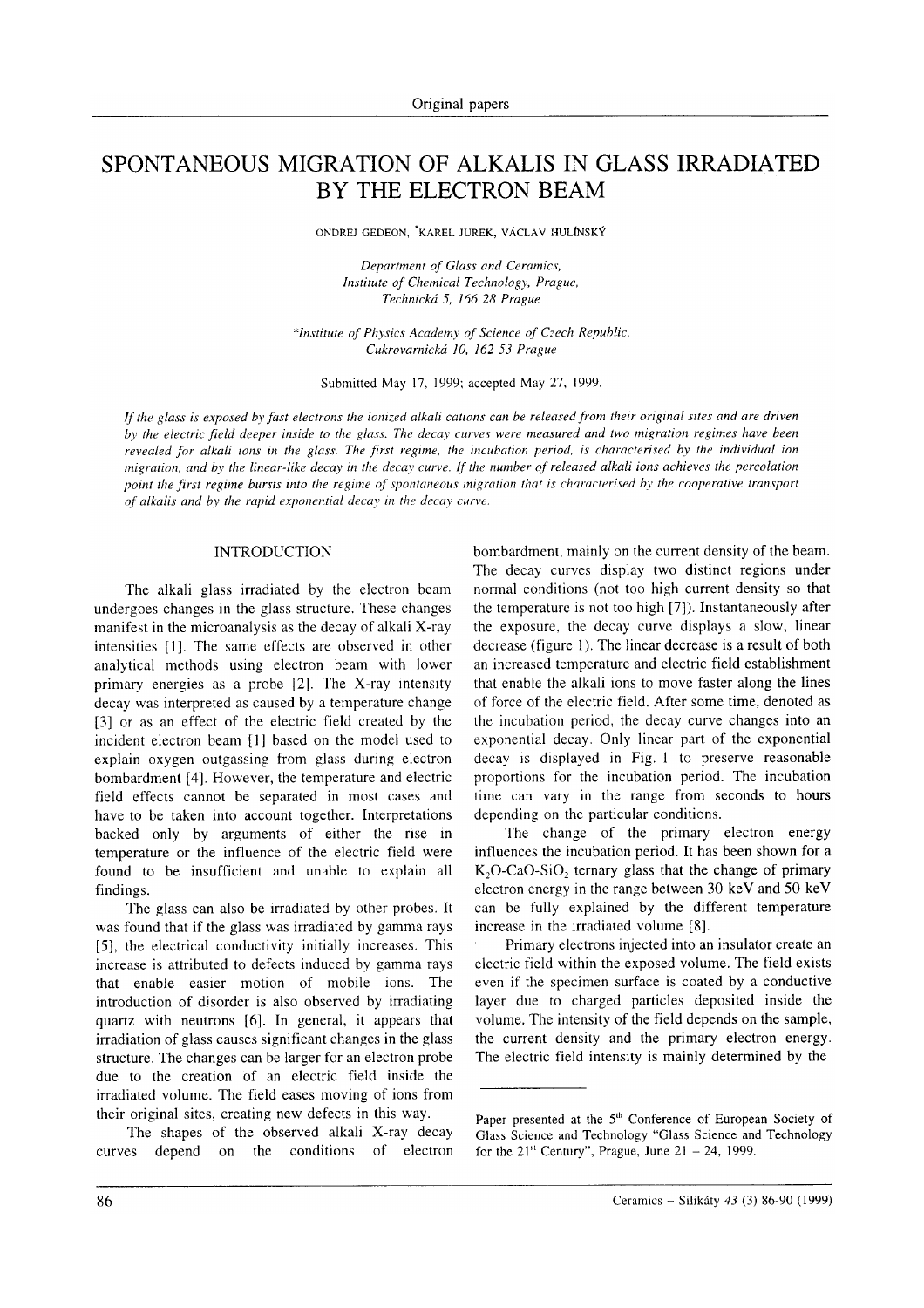Original papers

# SPONTANEOUS MIGRATION OF ALKALIS IN GLASS IRRADIATED BY THE ELECTRON BEAM

ONDREJ GEDEON, *KAREL JUREK, VÁCLAV HULÍNSKÝ

*Department of Glass and Ceramics, Institute of Chemical Technology, Prague, Technická 5, 166 28 Prague*

*\*Institute of Physics Academy of Science of Czech Republic, Cukrovarnická 10, 162 53 Prague*

Submitted May 17, 1999; accepted May 27, 1999.

*If the glass is exposed by fast electrons the ionized alkali cations can be released from their original sites and are driven by the electric field deeper inside to the glass. The decay curves were measured and two migration regimes have been revealed for alkali ions in the glass. The first regime, the incubation period, is characterised by the individual ion migration, and by the linear-like decay in the decay curve. If the number of released alkali ions achieves the percolation point the first regime bursts into the regime of spontaneous migration that is characterised by the cooperative transport of alkalis and by the rapid exponential decay in the decay curve.*

## INTRODUCTION

The alkali glass irradiated by the electron beam undergoes changes in the glass structure. These changes manifest in the microanalysis as the decay of alkali X-ray intensities [1]. The same effects are observed in other analytical methods using electron beam with lower primary energies as a probe [2]. The X-ray intensity decay was interpreted as caused by a temperature change [3] or as an effect of the electric field created by the incident electron beam [1] based on the model used to explain oxygen outgassing from glass during electron bombardment [4]. However, the temperature and electric field effects cannot be separated in most cases and have to be taken into account together. Interpretations backed only by arguments of either the rise in temperature or the influence of the electric field were found to be insufficient and unable to explain all findings.

The glass can also be irradiated by other probes. It was found that if the glass was irradiated by gamma rays [5], the electrical conductivity initially increases. This increase is attributed to defects induced by gamma rays that enable easier motion of mobile ions. The introduction of disorder is also observed by irradiating quartz with neutrons [6]. In general, it appears that irradiation of glass causes significant changes in the glass structure. The changes can be larger for an electron probe due to the creation of an electric field inside the irradiated volume. The field eases moving of ions from their original sites, creating new defects in this way.

The shapes of the observed alkali X-ray decay curves depend on the conditions of electron bombardment, mainly on the current density of the beam. The decay curves display two distinct regions under normal conditions (not too high current density so that the temperature is not too high [7]). Instantaneously after the exposure, the decay curve displays a slow, linear decrease (figure 1). The linear decrease is a result of both an increased temperature and electric field establishment that enable the alkali ions to move faster along the lines of force of the electric field. After some time, denoted as the incubation period, the decay curve changes into an exponential decay. Only linear part of the exponential decay is displayed in Fig. 1 to preserve reasonable proportions for the incubation period. The incubation time can vary in the range from seconds to hours depending on the particular conditions.

The change of the primary electron energy influences the incubation period. It has been shown for a $K_2O$-$CaO$-$SiO_2$ ternary glass that the change of primary electron energy in the range between 30 keV and 50 keV can be fully explained by the different temperature increase in the irradiated volume [8].

Primary electrons injected into an insulator create an electric field within the exposed volume. The field exists even if the specimen surface is coated by a conductive layer due to charged particles deposited inside the volume. The intensity of the field depends on the sample, the current density and the primary electron energy. The electric field intensity is mainly determined by the

Paper presented at the 5th Conference of European Society of Glass Science and Technology "Glass Science and Technology for the 21st Century", Prague, June 21 – 24, 1999.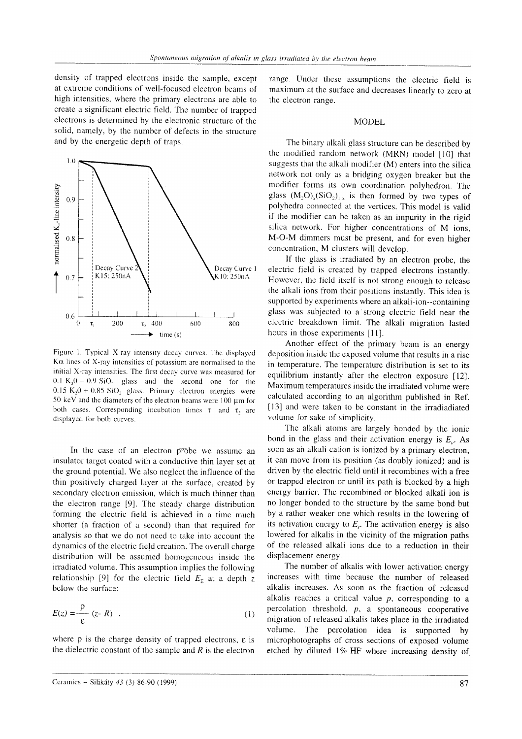density of trapped electrons inside the sample, except at extreme conditions of well-focused electron beams of high intensities, where the primary electrons are able to create a significant electric field. The number of trapped electrons is determined by the electronic structure of the solid, namely, by the number of defects in the structure and by the energetic depth of traps.

Figure 1. Typical X-ray intensity decay curves. The displayed Kα lines of X-ray intensities of potassium are normalised to the initial X-ray intensities. The first decay curve was measured for $0.1\ K_2O + 0.9\ SiO_2$ glass and the second one for the $0.15\ K_2O + 0.85\ SiO_2$ glass. Primary electron energies were 50 keV and the diameters of the electron beams were 100 μm for both cases. Corresponding incubation times $\tau_1$ and $\tau_2$ are displayed for both curves.

In the case of an electron probe we assume an insulator target coated with a conductive thin layer set at the ground potential. We also neglect the influence of the thin positively charged layer at the surface, created by secondary electron emission, which is much thinner than the electron range [9]. The steady charge distribution forming the electric field is achieved in a time much shorter (a fraction of a second) than that required for analysis so that we do not need to take into account the dynamics of the electric field creation. The overall charge distribution will be assumed homogeneous inside the irradiated volume. This assumption implies the following relationship [9] for the electric field $E_E$ at a depth $z$ below the surface:

$$E(z) = \frac{\rho}{\varepsilon}(z - R) \quad . \tag{1}$$

where $\rho$ is the charge density of trapped electrons, $\varepsilon$ is the dielectric constant of the sample and $R$ is the electron range. Under these assumptions the electric field is maximum at the surface and decreases linearly to zero at the electron range.

## MODEL

The binary alkali glass structure can be described by the modified random network (MRN) model [10] that suggests that the alkali modifier (M) enters into the silica network not only as a bridging oxygen breaker but the modifier forms its own coordination polyhedron. The glass $(M_2O)_x(SiO_2)_{1-x}$ is then formed by two types of polyhedra connected at the vertices. This model is valid if the modifier can be taken as an impurity in the rigid silica network. For higher concentrations of M ions, M-O-M dimmers must be present, and for even higher concentration, M clusters will develop.

If the glass is irradiated by an electron probe, the electric field is created by trapped electrons instantly. However, the field itself is not strong enough to release the alkali ions from their positions instantly. This idea is supported by experiments where an alkali-ion--containing glass was subjected to a strong electric field near the electric breakdown limit. The alkali migration lasted hours in those experiments [11].

Another effect of the primary beam is an energy deposition inside the exposed volume that results in a rise in temperature. The temperature distribution is set to its equilibrium instantly after the electron exposure [12]. Maximum temperatures inside the irradiated volume were calculated according to an algorithm published in Ref. [13] and were taken to be constant in the irradiadiated volume for sake of simplicity.

The alkali atoms are largely bonded by the ionic bond in the glass and their activation energy is $E_u$. As soon as an alkali cation is ionized by a primary electron, it can move from its position (as doubly ionized) and is driven by the electric field until it recombines with a free or trapped electron or until its path is blocked by a high energy barrier. The recombined or blocked alkali ion is no longer bonded to the structure by the same bond but by a rather weaker one which results in the lowering of its activation energy to $E_r$. The activation energy is also lowered for alkalis in the vicinity of the migration paths of the released alkali ions due to a reduction in their displacement energy.

The number of alkalis with lower activation energy increases with time because the number of released alkalis increases. As soon as the fraction of released alkalis reaches a critical value $p$, corresponding to a percolation threshold, $p$, a spontaneous cooperative migration of released alkalis takes place in the irradiated volume. The percolation idea is supported by microphotographs of cross sections of exposed volume etched by diluted 1% HF where increasing density of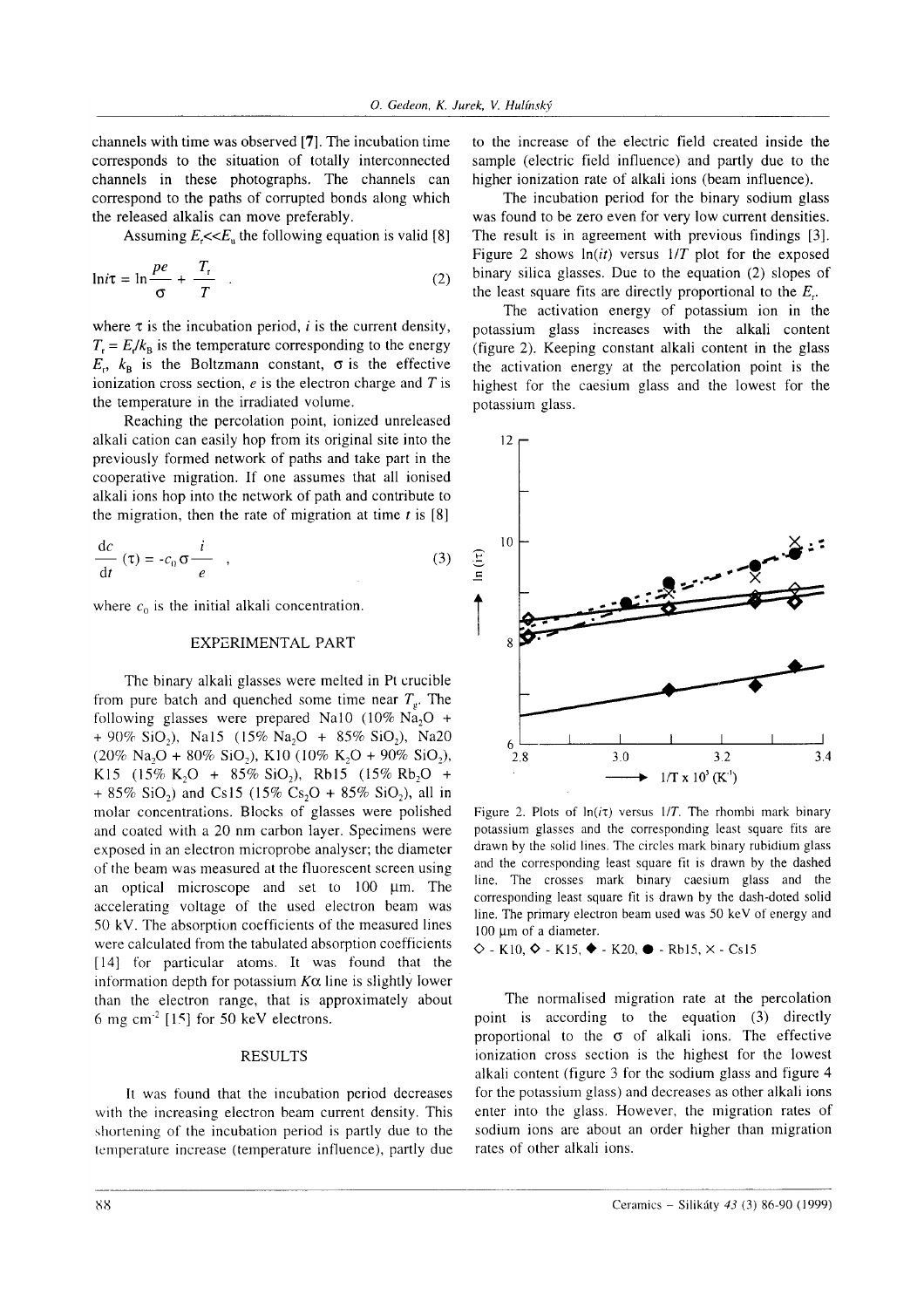channels with time was observed [7]. The incubation time corresponds to the situation of totally interconnected channels in these photographs. The channels can correspond to the paths of corrupted bonds along which the released alkalis can move preferably.

Assuming $E_r << E_u$ the following equation is valid [8]

$$\ln i\tau = \ln \frac{pe}{\sigma} + \frac{T_r}{T} \quad . \tag{2}$$

where $\tau$ is the incubation period, $i$ is the current density, $T_r = E_r/k_B$ is the temperature corresponding to the energy $E_r$, $k_B$ is the Boltzmann constant, $\sigma$ is the effective ionization cross section, $e$ is the electron charge and $T$ is the temperature in the irradiated volume.

Reaching the percolation point, ionized unreleased alkali cation can easily hop from its original site into the previously formed network of paths and take part in the cooperative migration. If one assumes that all ionised alkali ions hop into the network of path and contribute to the migration, then the rate of migration at time $t$ is [8]

$$\frac{dc}{dt}(\tau) = -c_0 \sigma \frac{i}{e} \quad , \tag{3}$$

where $c_0$ is the initial alkali concentration.

## EXPERIMENTAL PART

The binary alkali glasses were melted in Pt crucible from pure batch and quenched some time near $T_g$. The following glasses were prepared Na10 (10% $Na_2O$ + 90% $SiO_2$), Na15 (15% $Na_2O$ + 85% $SiO_2$), Na20 (20% $Na_2O$ + 80% $SiO_2$), K10 (10% $K_2O$ + 90% $SiO_2$), K15 (15% $K_2O$ + 85% $SiO_2$), Rb15 (15% $Rb_2O$ + + 85% $SiO_2$) and Cs15 (15% $Cs_2O$ + 85% $SiO_2$), all in molar concentrations. Blocks of glasses were polished and coated with a 20 nm carbon layer. Specimens were exposed in an electron microprobe analyser; the diameter of the beam was measured at the fluorescent screen using an optical microscope and set to 100 μm. The accelerating voltage of the used electron beam was 50 kV. The absorption coefficients of the measured lines were calculated from the tabulated absorption coefficients [14] for particular atoms. It was found that the information depth for potassium $K\alpha$ line is slightly lower than the electron range, that is approximately about 6 mg cm$^{-2}$ [15] for 50 keV electrons.

## RESULTS

It was found that the incubation period decreases with the increasing electron beam current density. This shortening of the incubation period is partly due to the temperature increase (temperature influence), partly due to the increase of the electric field created inside the sample (electric field influence) and partly due to the higher ionization rate of alkali ions (beam influence).

The incubation period for the binary sodium glass was found to be zero even for very low current densities. The result is in agreement with previous findings [3]. Figure 2 shows $\ln(it)$ versus $1/T$ plot for the exposed binary silica glasses. Due to the equation (2) slopes of the least square fits are directly proportional to the $E_r$.

The activation energy of potassium ion in the potassium glass increases with the alkali content (figure 2). Keeping constant alkali content in the glass the activation energy at the percolation point is the highest for the caesium glass and the lowest for the potassium glass.

Figure 2. Plots of $\ln(i\tau)$ versus $1/T$. The rhombi mark binary potassium glasses and the corresponding least square fits are drawn by the solid lines. The circles mark binary rubidium glass and the corresponding least square fit is drawn by the dashed line. The crosses mark binary caesium glass and the corresponding least square fit is drawn by the dash-doted solid line. The primary electron beam used was 50 keV of energy and 100 μm of a diameter.
◇ - K10, ◇ - K15, ◆ - K20, ● - Rb15, × - Cs15

The normalised migration rate at the percolation point is according to the equation (3) directly proportional to the $\sigma$ of alkali ions. The effective ionization cross section is the highest for the lowest alkali content (figure 3 for the sodium glass and figure 4 for the potassium glass) and decreases as other alkali ions enter into the glass. However, the migration rates of sodium ions are about an order higher than migration rates of other alkali ions.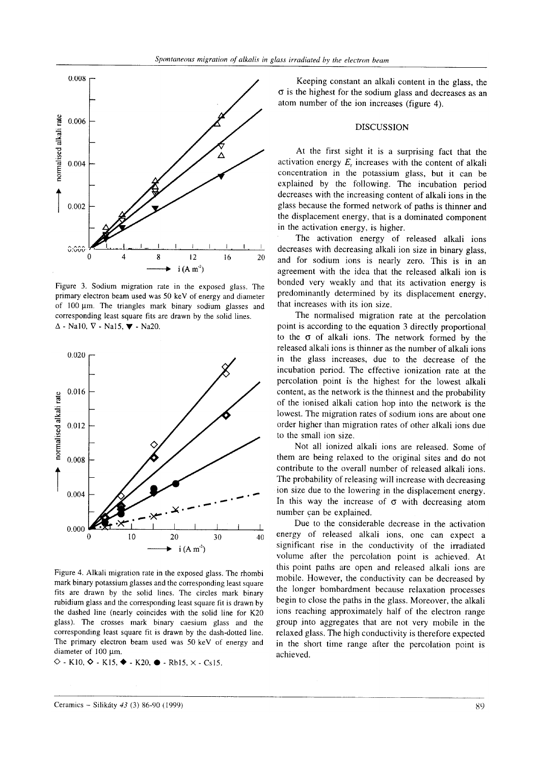Figure 3. Sodium migration rate in the exposed glass. The primary electron beam used was 50 keV of energy and diameter of 100 μm. The triangles mark binary sodium glasses and corresponding least square fits are drawn by the solid lines. △ - Na10, ▽ - Na15, ▼ - Na20.

Figure 4. Alkali migration rate in the exposed glass. The rhombi mark binary potassium glasses and the corresponding least square fits are drawn by the solid lines. The circles mark binary rubidium glass and the corresponding least square fit is drawn by the dashed line (nearly coincides with the solid line for K20 glass). The crosses mark binary caesium glass and the corresponding least square fit is drawn by the dash-dotted line. The primary electron beam used was 50 keV of energy and diameter of 100 μm.
◇ - K10, ◇ - K15, ◆ - K20, ● - Rb15, × - Cs15.

Keeping constant an alkali content in the glass, the $\sigma$ is the highest for the sodium glass and decreases as an atom number of the ion increases (figure 4).

## DISCUSSION

At the first sight it is a surprising fact that the activation energy $E_r$ increases with the content of alkali concentration in the potassium glass, but it can be explained by the following. The incubation period decreases with the increasing content of alkali ions in the glass because the formed network of paths is thinner and the displacement energy, that is a dominated component in the activation energy, is higher.

The activation energy of released alkali ions decreases with decreasing alkali ion size in binary glass, and for sodium ions is nearly zero. This is in an agreement with the idea that the released alkali ion is bonded very weakly and that its activation energy is predominantly determined by its displacement energy, that increases with its ion size.

The normalised migration rate at the percolation point is according to the equation 3 directly proportional to the $\sigma$ of alkali ions. The network formed by the released alkali ions is thinner as the number of alkali ions in the glass increases, due to the decrease of the incubation period. The effective ionization rate at the percolation point is the highest for the lowest alkali content, as the network is the thinnest and the probability of the ionised alkali cation hop into the network is the lowest. The migration rates of sodium ions are about one order higher than migration rates of other alkali ions due to the small ion size.

Not all ionized alkali ions are released. Some of them are being relaxed to the original sites and do not contribute to the overall number of released alkali ions. The probability of releasing will increase with decreasing ion size due to the lowering in the displacement energy. In this way the increase of $\sigma$ with decreasing atom number can be explained.

Due to the considerable decrease in the activation energy of released alkali ions, one can expect a significant rise in the conductivity of the irradiated volume after the percolation point is achieved. At this point paths are open and released alkali ions are mobile. However, the conductivity can be decreased by the longer bombardment because relaxation processes begin to close the paths in the glass. Moreover, the alkali ions reaching approximately half of the electron range group into aggregates that are not very mobile in the relaxed glass. The high conductivity is therefore expected in the short time range after the percolation point is achieved.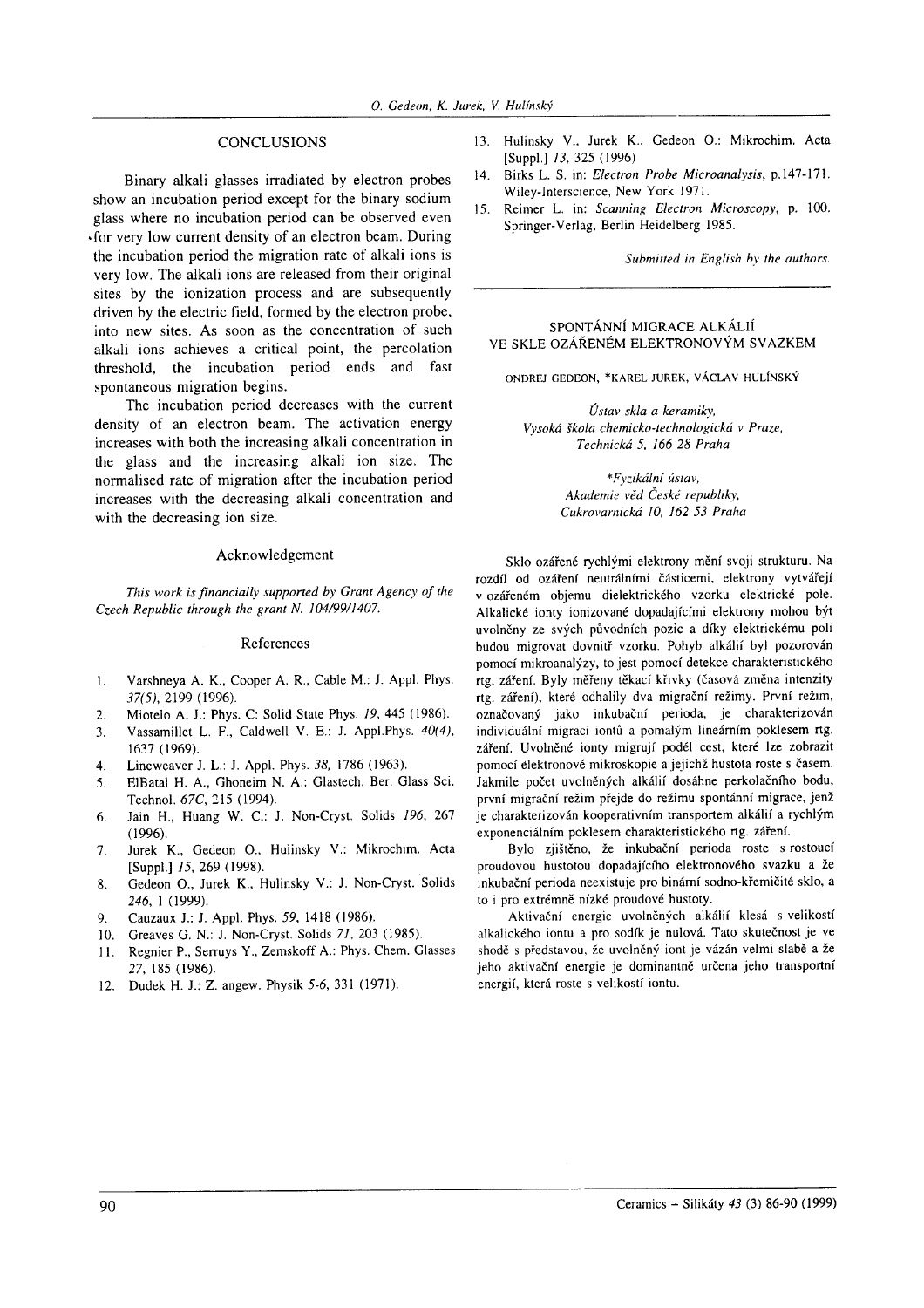## CONCLUSIONS

Binary alkali glasses irradiated by electron probes show an incubation period except for the binary sodium glass where no incubation period can be observed even for very low current density of an electron beam. During the incubation period the migration rate of alkali ions is very low. The alkali ions are released from their original sites by the ionization process and are subsequently driven by the electric field, formed by the electron probe, into new sites. As soon as the concentration of such alkali ions achieves a critical point, the percolation threshold, the incubation period ends and fast spontaneous migration begins.

The incubation period decreases with the current density of an electron beam. The activation energy increases with both the increasing alkali concentration in the glass and the increasing alkali ion size. The normalised rate of migration after the incubation period increases with the decreasing alkali concentration and with the decreasing ion size.

### Acknowledgement

*This work is financially supported by Grant Agency of the Czech Republic through the grant N. 104/99/1407.*

### References

1. Varshneya A. K., Cooper A. R., Cable M.: J. Appl. Phys. *37(5)*, 2199 (1996).
2. Miotelo A. J.: Phys. C: Solid State Phys. *19*, 445 (1986).
3. Vassamillet L. F., Caldwell V. E.: J. Appl.Phys. *40(4)*, 1637 (1969).
4. Lineweaver J. L.: J. Appl. Phys. *38*, 1786 (1963).
5. ElBatal H. A., Ghoneim N. A.: Glastech. Ber. Glass Sci. Technol. *67C*, 215 (1994).
6. Jain H., Huang W. C.: J. Non-Cryst. Solids *196*, 267 (1996).
7. Jurek K., Gedeon O., Hulinsky V.: Mikrochim. Acta [Suppl.] *15*, 269 (1998).
8. Gedeon O., Jurek K., Hulinsky V.: J. Non-Cryst. Solids *246*, 1 (1999).
9. Cauzaux J.: J. Appl. Phys. *59*, 1418 (1986).
10. Greaves G. N.: J. Non-Cryst. Solids *71*, 203 (1985).
11. Regnier P., Serruys Y., Zemskoff A.: Phys. Chem. Glasses *27*, 185 (1986).
12. Dudek H. J.: Z. angew. Physik *5-6*, 331 (1971).
13. Hulinsky V., Jurek K., Gedeon O.: Mikrochim. Acta [Suppl.] *13*, 325 (1996)
14. Birks L. S. in: *Electron Probe Microanalysis*, p.147-171. Wiley-Interscience, New York 1971.
15. Reimer L. in: *Scanning Electron Microscopy*, p. 100. Springer-Verlag, Berlin Heidelberg 1985.

*Submitted in English by the authors.*

---

## SPONTÁNNÍ MIGRACE ALKÁLIÍ VE SKLE OZÁŘENÉM ELEKTRONOVÝM SVAZKEM

ONDREJ GEDEON, *KAREL JUREK, VÁCLAV HULÍNSKÝ

*Ústav skla a keramiky,*
*Vysoká škola chemicko-technologická v Praze,*
*Technická 5, 166 28 Praha*

*\*Fyzikální ústav,*
*Akademie věd České republiky,*
*Cukrovarnická 10, 162 53 Praha*

Sklo ozářené rychlými elektrony mění svoji strukturu. Na rozdíl od ozáření neutrálními částicemi, elektrony vytvářejí v ozářeném objemu dielektrického vzorku elektrické pole. Alkalické ionty ionizované dopadajícími elektrony mohou být uvolněny ze svých původních pozic a díky elektrickému poli budou migrovat dovnitř vzorku. Pohyb alkálií byl pozorován pomocí mikroanalýzy, to jest pomocí detekce charakteristického rtg. záření. Byly měřeny těkací křivky (časová změna intenzity rtg. záření), které odhalily dva migrační režimy. První režim, označovaný jako inkubační perioda, je charakterizován individuální migrací iontů a pomalým lineárním poklesem rtg. záření. Uvolněné ionty migrují podél cest, které lze zobrazit pomocí elektronové mikroskopie a jejichž hustota roste s časem. Jakmile počet uvolněných alkálií dosáhne perkolačního bodu, první migrační režim přejde do režimu spontánní migrace, jenž je charakterizován kooperativním transportem alkálií a rychlým exponenciálním poklesem charakteristického rtg. záření.

Bylo zjištěno, že inkubační perioda roste s rostoucí proudovou hustotou dopadajícího elektronového svazku a že inkubační perioda neexistuje pro binární sodno-křemičité sklo, a to i pro extrémně nízké proudové hustoty.

Aktivační energie uvolněných alkálií klesá s velikostí alkalického iontu a pro sodík je nulová. Tato skutečnost je ve shodě s představou, že uvolněný iont je vázán velmi slabě a že jeho aktivační energie je dominantně určena jeho transportní energií, která roste s velikostí iontu.